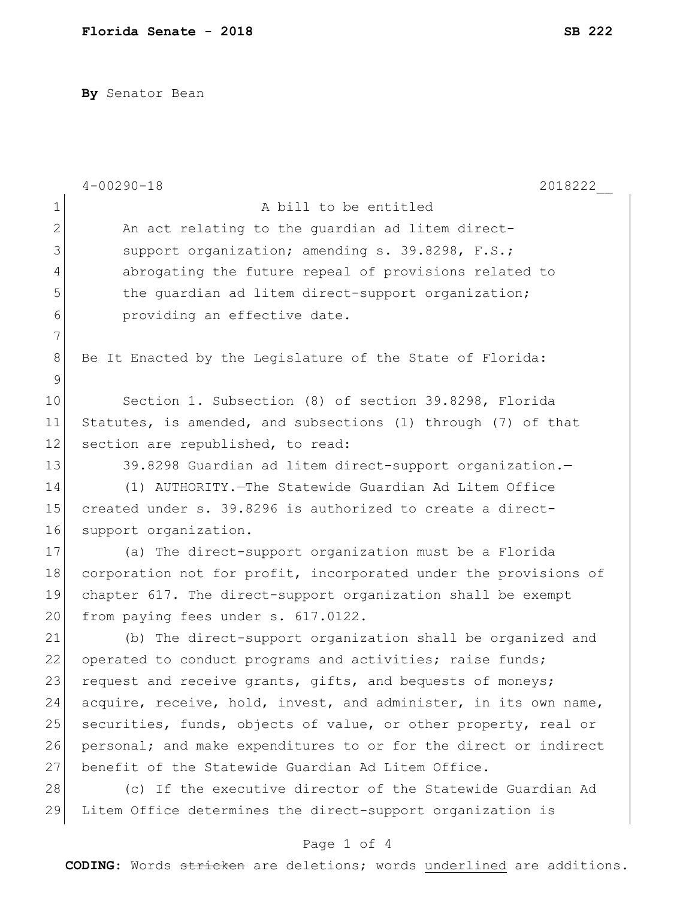**By** Senator Bean

4-00290-18 2018222__

A bill to be entitled

An act relating to the guardian ad litem direct-support organization; amending s. 39.8298, F.S.; abrogating the future repeal of provisions related to the guardian ad litem direct-support organization; providing an effective date.

Be It Enacted by the Legislature of the State of Florida:

Section 1. Subsection (8) of section 39.8298, Florida Statutes, is amended, and subsections (1) through (7) of that section are republished, to read:

39.8298 Guardian ad litem direct-support organization.—

(1) AUTHORITY.—The Statewide Guardian Ad Litem Office created under s. 39.8296 is authorized to create a direct-support organization.

(a) The direct-support organization must be a Florida corporation not for profit, incorporated under the provisions of chapter 617. The direct-support organization shall be exempt from paying fees under s. 617.0122.

(b) The direct-support organization shall be organized and operated to conduct programs and activities; raise funds; request and receive grants, gifts, and bequests of moneys; acquire, receive, hold, invest, and administer, in its own name, securities, funds, objects of value, or other property, real or personal; and make expenditures to or for the direct or indirect benefit of the Statewide Guardian Ad Litem Office.

(c) If the executive director of the Statewide Guardian Ad Litem Office determines the direct-support organization is

**CODING:** Words ~~stricken~~ are deletions; words <u>underlined</u> are additions.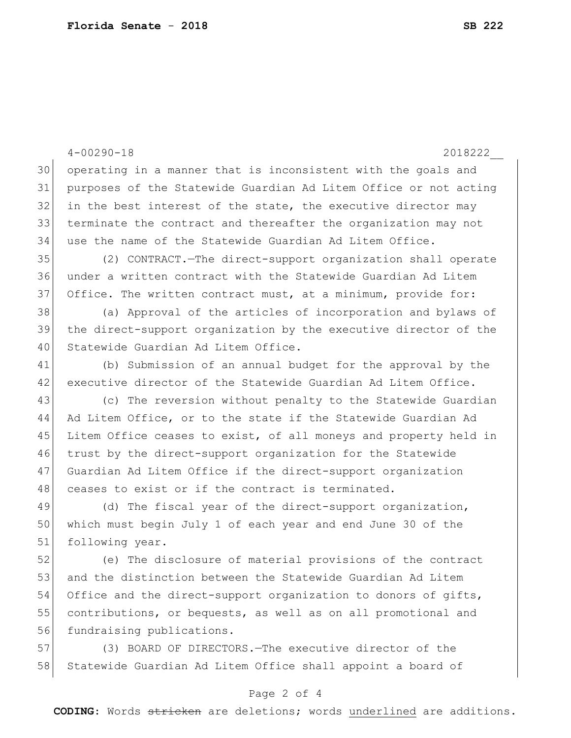operating in a manner that is inconsistent with the goals and purposes of the Statewide Guardian Ad Litem Office or not acting in the best interest of the state, the executive director may terminate the contract and thereafter the organization may not use the name of the Statewide Guardian Ad Litem Office.

(2) CONTRACT.—The direct-support organization shall operate under a written contract with the Statewide Guardian Ad Litem Office. The written contract must, at a minimum, provide for:

(a) Approval of the articles of incorporation and bylaws of the direct-support organization by the executive director of the Statewide Guardian Ad Litem Office.

(b) Submission of an annual budget for the approval by the executive director of the Statewide Guardian Ad Litem Office.

(c) The reversion without penalty to the Statewide Guardian Ad Litem Office, or to the state if the Statewide Guardian Ad Litem Office ceases to exist, of all moneys and property held in trust by the direct-support organization for the Statewide Guardian Ad Litem Office if the direct-support organization ceases to exist or if the contract is terminated.

(d) The fiscal year of the direct-support organization, which must begin July 1 of each year and end June 30 of the following year.

(e) The disclosure of material provisions of the contract and the distinction between the Statewide Guardian Ad Litem Office and the direct-support organization to donors of gifts, contributions, or bequests, as well as on all promotional and fundraising publications.

(3) BOARD OF DIRECTORS.—The executive director of the Statewide Guardian Ad Litem Office shall appoint a board of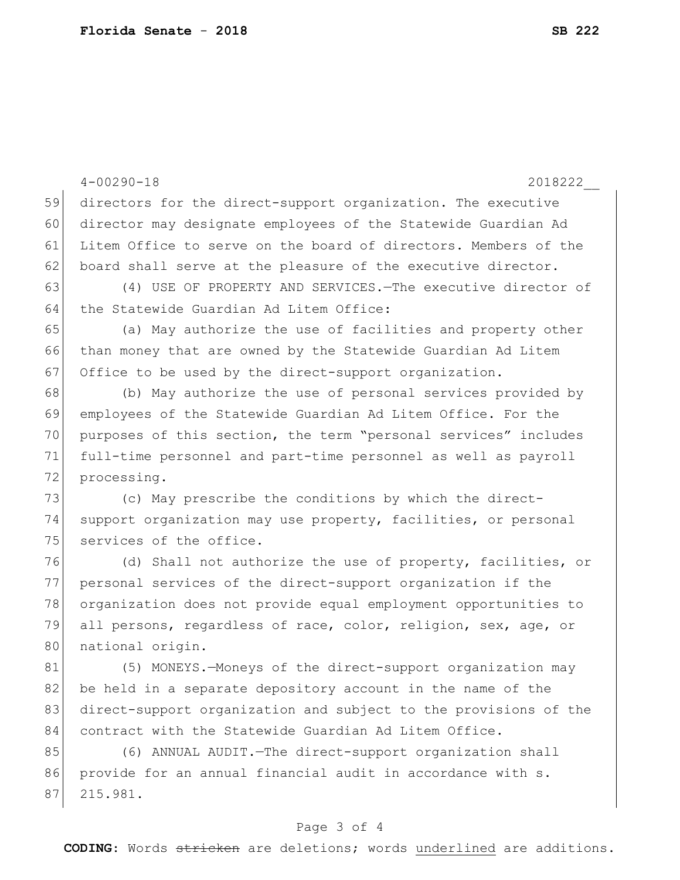directors for the direct-support organization. The executive director may designate employees of the Statewide Guardian Ad Litem Office to serve on the board of directors. Members of the board shall serve at the pleasure of the executive director.

(4) USE OF PROPERTY AND SERVICES.—The executive director of the Statewide Guardian Ad Litem Office:

(a) May authorize the use of facilities and property other than money that are owned by the Statewide Guardian Ad Litem Office to be used by the direct-support organization.

(b) May authorize the use of personal services provided by employees of the Statewide Guardian Ad Litem Office. For the purposes of this section, the term "personal services" includes full-time personnel and part-time personnel as well as payroll processing.

(c) May prescribe the conditions by which the direct-support organization may use property, facilities, or personal services of the office.

(d) Shall not authorize the use of property, facilities, or personal services of the direct-support organization if the organization does not provide equal employment opportunities to all persons, regardless of race, color, religion, sex, age, or national origin.

(5) MONEYS.—Moneys of the direct-support organization may be held in a separate depository account in the name of the direct-support organization and subject to the provisions of the contract with the Statewide Guardian Ad Litem Office.

(6) ANNUAL AUDIT.—The direct-support organization shall provide for an annual financial audit in accordance with s. 215.981.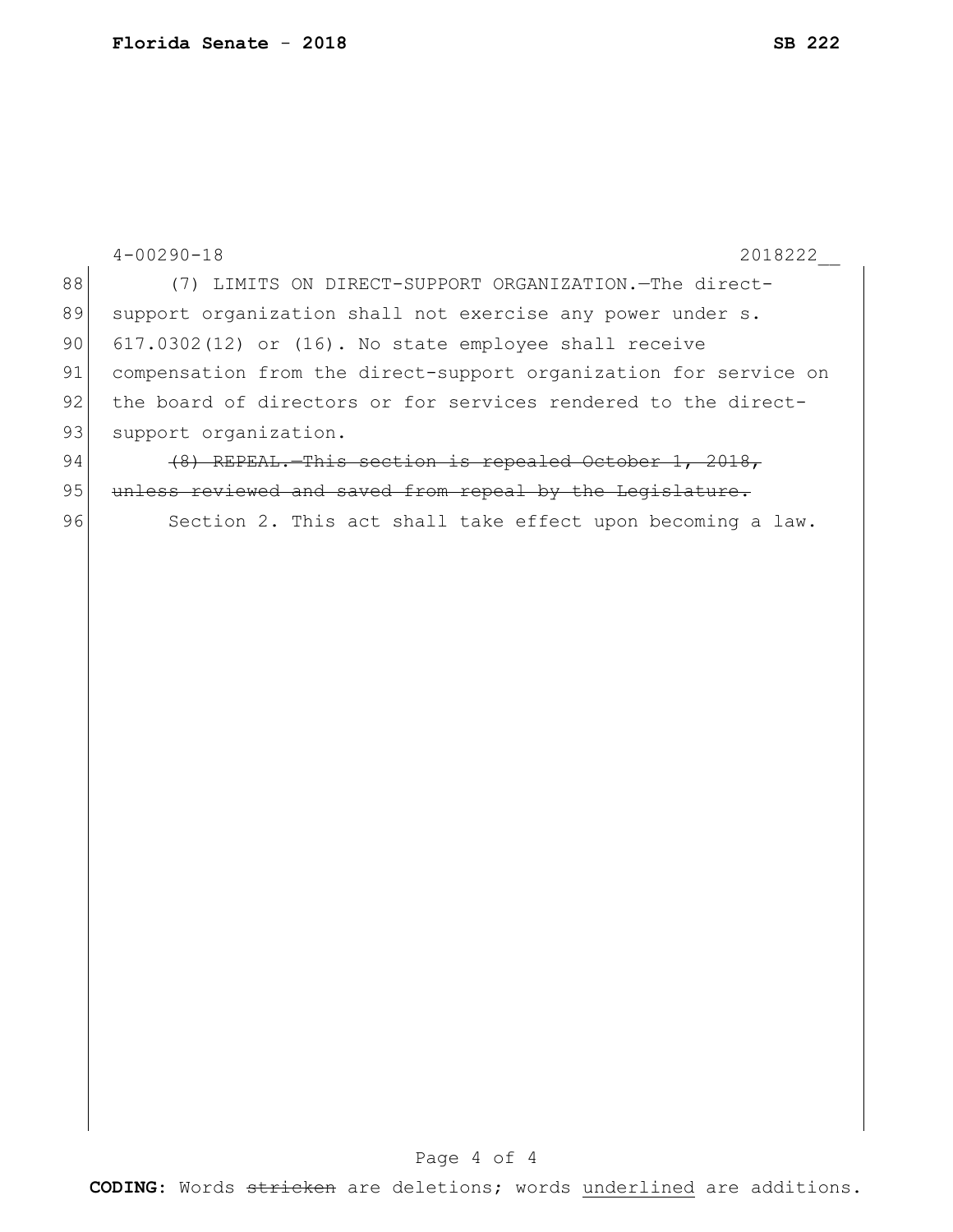4-00290-18 2018222__

(7) LIMITS ON DIRECT-SUPPORT ORGANIZATION.—The direct-support organization shall not exercise any power under s. 617.0302(12) or (16). No state employee shall receive compensation from the direct-support organization for service on the board of directors or for services rendered to the direct-support organization.

~~(8) REPEAL.—This section is repealed October 1, 2018, unless reviewed and saved from repeal by the Legislature.~~

Section 2. This act shall take effect upon becoming a law.

**CODING:** Words ~~stricken~~ are deletions; words <u>underlined</u> are additions.